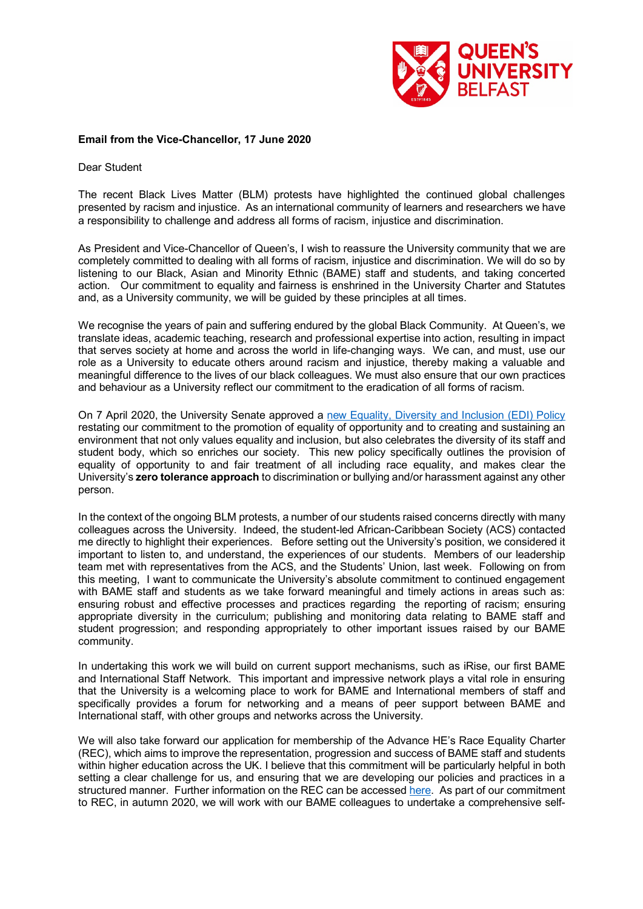**Email from the Vice-Chancellor, 17 June 2020**

Dear Student

The recent Black Lives Matter (BLM) protests have highlighted the continued global challenges presented by racism and injustice. As an international community of learners and researchers we have a responsibility to challenge and address all forms of racism, injustice and discrimination.

As President and Vice-Chancellor of Queen's, I wish to reassure the University community that we are completely committed to dealing with all forms of racism, injustice and discrimination. We will do so by listening to our Black, Asian and Minority Ethnic (BAME) staff and students, and taking concerted action. Our commitment to equality and fairness is enshrined in the University Charter and Statutes and, as a University community, we will be guided by these principles at all times.

We recognise the years of pain and suffering endured by the global Black Community. At Queen's, we translate ideas, academic teaching, research and professional expertise into action, resulting in impact that serves society at home and across the world in life-changing ways. We can, and must, use our role as a University to educate others around racism and injustice, thereby making a valuable and meaningful difference to the lives of our black colleagues. We must also ensure that our own practices and behaviour as a University reflect our commitment to the eradication of all forms of racism.

On 7 April 2020, the University Senate approved a new Equality, Diversity and Inclusion (EDI) Policy restating our commitment to the promotion of equality of opportunity and to creating and sustaining an environment that not only values equality and inclusion, but also celebrates the diversity of its staff and student body, which so enriches our society. This new policy specifically outlines the provision of equality of opportunity to and fair treatment of all including race equality, and makes clear the University's **zero tolerance approach** to discrimination or bullying and/or harassment against any other person.

In the context of the ongoing BLM protests, a number of our students raised concerns directly with many colleagues across the University. Indeed, the student-led African-Caribbean Society (ACS) contacted me directly to highlight their experiences. Before setting out the University's position, we considered it important to listen to, and understand, the experiences of our students. Members of our leadership team met with representatives from the ACS, and the Students' Union, last week. Following on from this meeting, I want to communicate the University's absolute commitment to continued engagement with BAME staff and students as we take forward meaningful and timely actions in areas such as: ensuring robust and effective processes and practices regarding the reporting of racism; ensuring appropriate diversity in the curriculum; publishing and monitoring data relating to BAME staff and student progression; and responding appropriately to other important issues raised by our BAME community.

In undertaking this work we will build on current support mechanisms, such as iRise, our first BAME and International Staff Network. This important and impressive network plays a vital role in ensuring that the University is a welcoming place to work for BAME and International members of staff and specifically provides a forum for networking and a means of peer support between BAME and International staff, with other groups and networks across the University.

We will also take forward our application for membership of the Advance HE's Race Equality Charter (REC), which aims to improve the representation, progression and success of BAME staff and students within higher education across the UK. I believe that this commitment will be particularly helpful in both setting a clear challenge for us, and ensuring that we are developing our policies and practices in a structured manner. Further information on the REC can be accessed here. As part of our commitment to REC, in autumn 2020, we will work with our BAME colleagues to undertake a comprehensive self-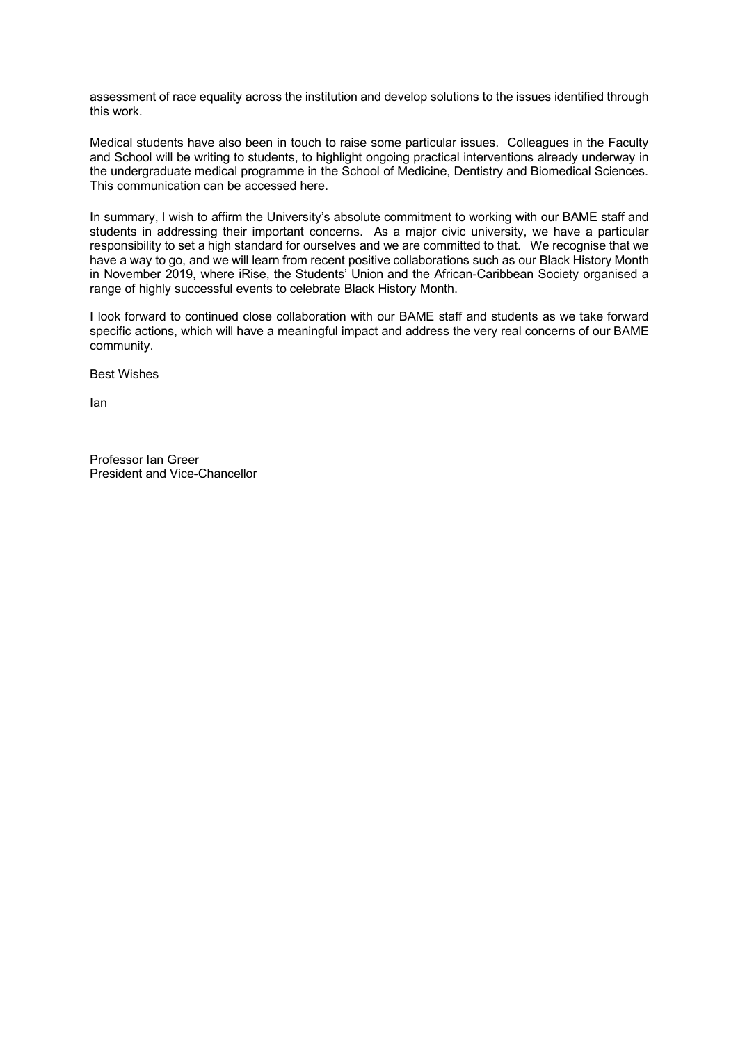assessment of race equality across the institution and develop solutions to the issues identified through this work.

Medical students have also been in touch to raise some particular issues. Colleagues in the Faculty and School will be writing to students, to highlight ongoing practical interventions already underway in the undergraduate medical programme in the School of Medicine, Dentistry and Biomedical Sciences. This communication can be accessed here.

In summary, I wish to affirm the University's absolute commitment to working with our BAME staff and students in addressing their important concerns. As a major civic university, we have a particular responsibility to set a high standard for ourselves and we are committed to that. We recognise that we have a way to go, and we will learn from recent positive collaborations such as our Black History Month in November 2019, where iRise, the Students' Union and the African-Caribbean Society organised a range of highly successful events to celebrate Black History Month.

I look forward to continued close collaboration with our BAME staff and students as we take forward specific actions, which will have a meaningful impact and address the very real concerns of our BAME community.

Best Wishes

Ian

Professor Ian Greer
President and Vice-Chancellor